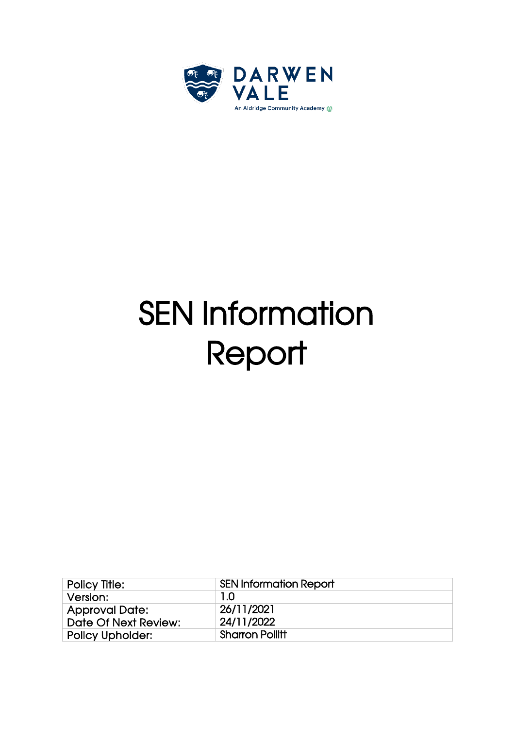DARWEN VALE

An Aldridge Community Academy

# SEN Information Report

| Policy Title: | SEN Information Report |
|---|---|
| Version: | 1.0 |
| Approval Date: | 26/11/2021 |
| Date Of Next Review: | 24/11/2022 |
| Policy Upholder: | Sharron Pollitt |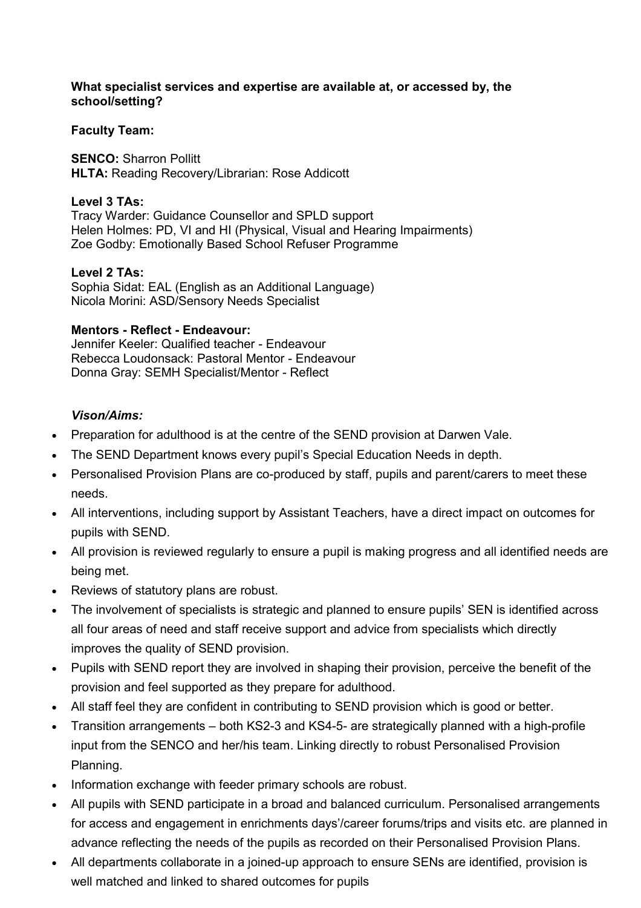**What specialist services and expertise are available at, or accessed by, the school/setting?**

**Faculty Team:**

**SENCO:** Sharron Pollitt
**HLTA:** Reading Recovery/Librarian: Rose Addicott

**Level 3 TAs:**
Tracy Warder: Guidance Counsellor and SPLD support
Helen Holmes: PD, VI and HI (Physical, Visual and Hearing Impairments)
Zoe Godby: Emotionally Based School Refuser Programme

**Level 2 TAs:**
Sophia Sidat: EAL (English as an Additional Language)
Nicola Morini: ASD/Sensory Needs Specialist

**Mentors - Reflect - Endeavour:**
Jennifer Keeler: Qualified teacher - Endeavour
Rebecca Loudonsack: Pastoral Mentor - Endeavour
Donna Gray: SEMH Specialist/Mentor - Reflect

***Vison/Aims:***

- Preparation for adulthood is at the centre of the SEND provision at Darwen Vale.
- The SEND Department knows every pupil's Special Education Needs in depth.
- Personalised Provision Plans are co-produced by staff, pupils and parent/carers to meet these needs.
- All interventions, including support by Assistant Teachers, have a direct impact on outcomes for pupils with SEND.
- All provision is reviewed regularly to ensure a pupil is making progress and all identified needs are being met.
- Reviews of statutory plans are robust.
- The involvement of specialists is strategic and planned to ensure pupils' SEN is identified across all four areas of need and staff receive support and advice from specialists which directly improves the quality of SEND provision.
- Pupils with SEND report they are involved in shaping their provision, perceive the benefit of the provision and feel supported as they prepare for adulthood.
- All staff feel they are confident in contributing to SEND provision which is good or better.
- Transition arrangements – both KS2-3 and KS4-5- are strategically planned with a high-profile input from the SENCO and her/his team. Linking directly to robust Personalised Provision Planning.
- Information exchange with feeder primary schools are robust.
- All pupils with SEND participate in a broad and balanced curriculum. Personalised arrangements for access and engagement in enrichments days'/career forums/trips and visits etc. are planned in advance reflecting the needs of the pupils as recorded on their Personalised Provision Plans.
- All departments collaborate in a joined-up approach to ensure SENs are identified, provision is well matched and linked to shared outcomes for pupils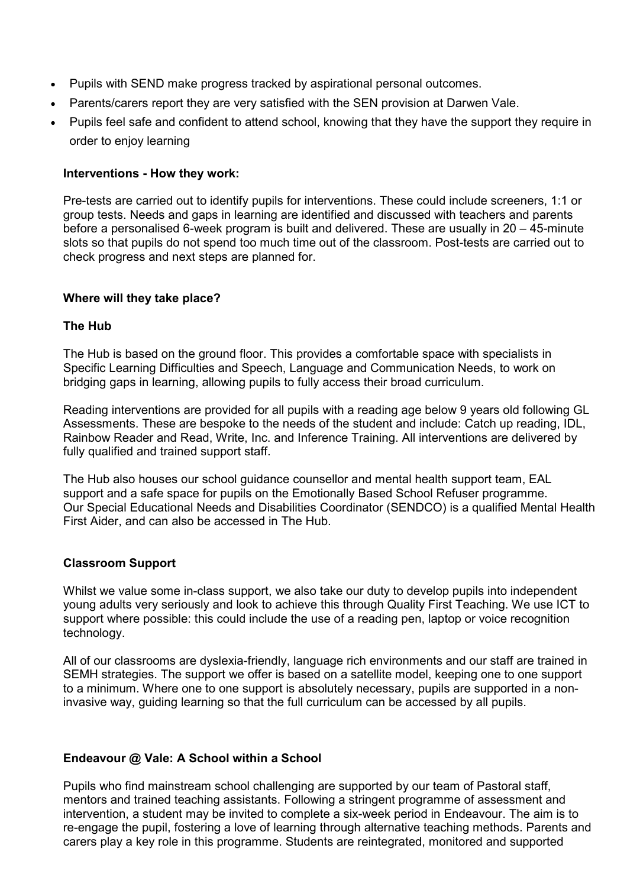- Pupils with SEND make progress tracked by aspirational personal outcomes.
- Parents/carers report they are very satisfied with the SEN provision at Darwen Vale.
- Pupils feel safe and confident to attend school, knowing that they have the support they require in order to enjoy learning

**Interventions - How they work:**

Pre-tests are carried out to identify pupils for interventions. These could include screeners, 1:1 or group tests. Needs and gaps in learning are identified and discussed with teachers and parents before a personalised 6-week program is built and delivered. These are usually in 20 – 45-minute slots so that pupils do not spend too much time out of the classroom. Post-tests are carried out to check progress and next steps are planned for.

**Where will they take place?**

**The Hub**

The Hub is based on the ground floor. This provides a comfortable space with specialists in Specific Learning Difficulties and Speech, Language and Communication Needs, to work on bridging gaps in learning, allowing pupils to fully access their broad curriculum.

Reading interventions are provided for all pupils with a reading age below 9 years old following GL Assessments. These are bespoke to the needs of the student and include: Catch up reading, IDL, Rainbow Reader and Read, Write, Inc. and Inference Training. All interventions are delivered by fully qualified and trained support staff.

The Hub also houses our school guidance counsellor and mental health support team, EAL support and a safe space for pupils on the Emotionally Based School Refuser programme. Our Special Educational Needs and Disabilities Coordinator (SENDCO) is a qualified Mental Health First Aider, and can also be accessed in The Hub.

**Classroom Support**

Whilst we value some in-class support, we also take our duty to develop pupils into independent young adults very seriously and look to achieve this through Quality First Teaching. We use ICT to support where possible: this could include the use of a reading pen, laptop or voice recognition technology.

All of our classrooms are dyslexia-friendly, language rich environments and our staff are trained in SEMH strategies. The support we offer is based on a satellite model, keeping one to one support to a minimum. Where one to one support is absolutely necessary, pupils are supported in a non-invasive way, guiding learning so that the full curriculum can be accessed by all pupils.

**Endeavour @ Vale: A School within a School**

Pupils who find mainstream school challenging are supported by our team of Pastoral staff, mentors and trained teaching assistants. Following a stringent programme of assessment and intervention, a student may be invited to complete a six-week period in Endeavour. The aim is to re-engage the pupil, fostering a love of learning through alternative teaching methods. Parents and carers play a key role in this programme. Students are reintegrated, monitored and supported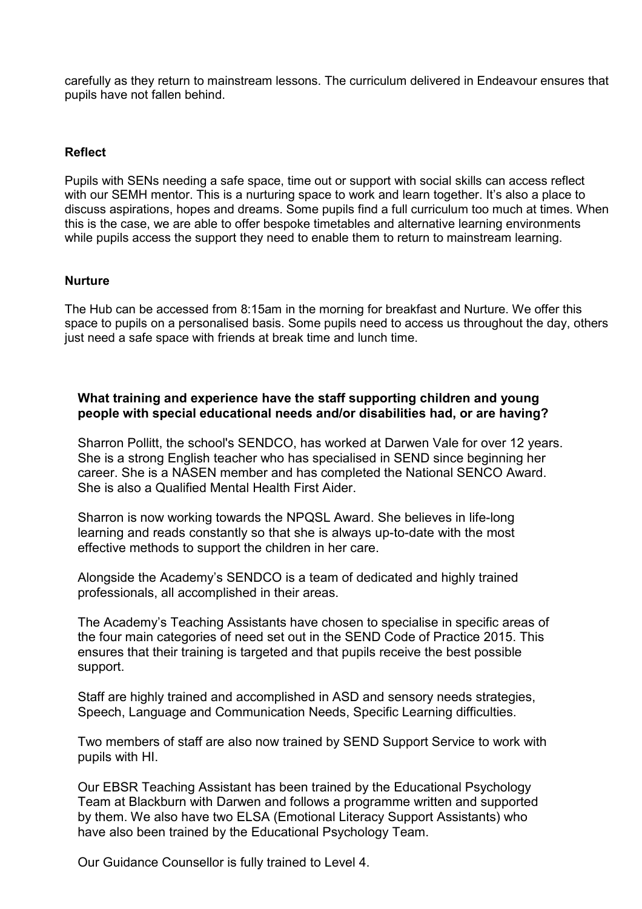carefully as they return to mainstream lessons. The curriculum delivered in Endeavour ensures that pupils have not fallen behind.

### Reflect

Pupils with SENs needing a safe space, time out or support with social skills can access reflect with our SEMH mentor. This is a nurturing space to work and learn together. It's also a place to discuss aspirations, hopes and dreams. Some pupils find a full curriculum too much at times. When this is the case, we are able to offer bespoke timetables and alternative learning environments while pupils access the support they need to enable them to return to mainstream learning.

### Nurture

The Hub can be accessed from 8:15am in the morning for breakfast and Nurture. We offer this space to pupils on a personalised basis. Some pupils need to access us throughout the day, others just need a safe space with friends at break time and lunch time.

### What training and experience have the staff supporting children and young people with special educational needs and/or disabilities had, or are having?

Sharron Pollitt, the school's SENDCO, has worked at Darwen Vale for over 12 years. She is a strong English teacher who has specialised in SEND since beginning her career. She is a NASEN member and has completed the National SENCO Award. She is also a Qualified Mental Health First Aider.

Sharron is now working towards the NPQSL Award. She believes in life-long learning and reads constantly so that she is always up-to-date with the most effective methods to support the children in her care.

Alongside the Academy's SENDCO is a team of dedicated and highly trained professionals, all accomplished in their areas.

The Academy's Teaching Assistants have chosen to specialise in specific areas of the four main categories of need set out in the SEND Code of Practice 2015. This ensures that their training is targeted and that pupils receive the best possible support.

Staff are highly trained and accomplished in ASD and sensory needs strategies, Speech, Language and Communication Needs, Specific Learning difficulties.

Two members of staff are also now trained by SEND Support Service to work with pupils with HI.

Our EBSR Teaching Assistant has been trained by the Educational Psychology Team at Blackburn with Darwen and follows a programme written and supported by them. We also have two ELSA (Emotional Literacy Support Assistants) who have also been trained by the Educational Psychology Team.

Our Guidance Counsellor is fully trained to Level 4.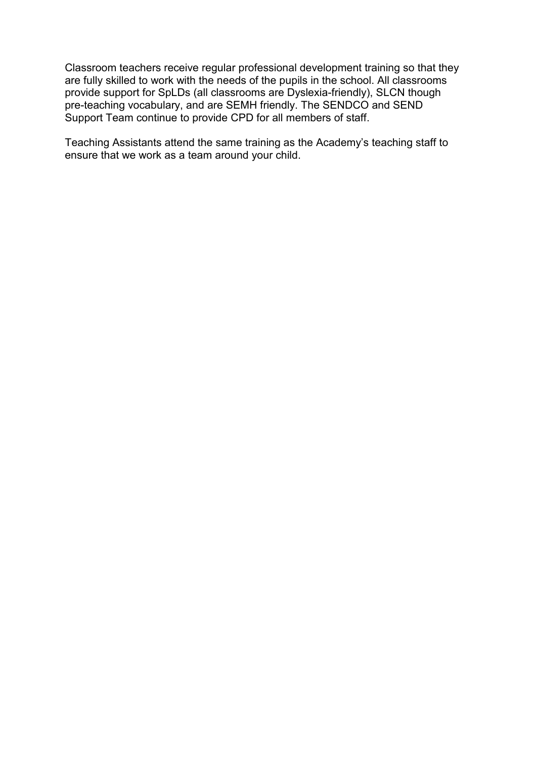Classroom teachers receive regular professional development training so that they are fully skilled to work with the needs of the pupils in the school. All classrooms provide support for SpLDs (all classrooms are Dyslexia-friendly), SLCN though pre-teaching vocabulary, and are SEMH friendly. The SENDCO and SEND Support Team continue to provide CPD for all members of staff.

Teaching Assistants attend the same training as the Academy's teaching staff to ensure that we work as a team around your child.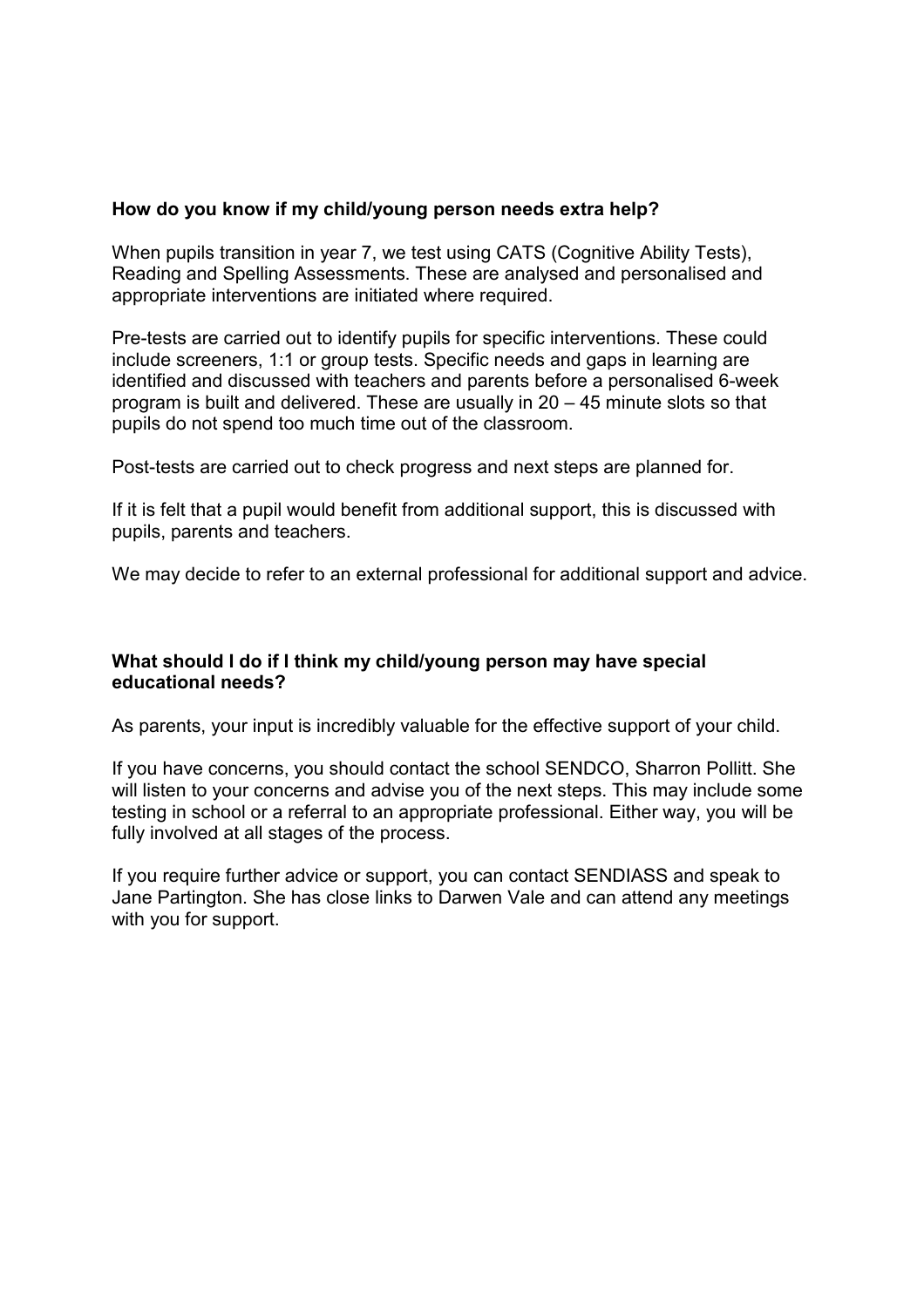**How do you know if my child/young person needs extra help?**

When pupils transition in year 7, we test using CATS (Cognitive Ability Tests), Reading and Spelling Assessments. These are analysed and personalised and appropriate interventions are initiated where required.

Pre-tests are carried out to identify pupils for specific interventions. These could include screeners, 1:1 or group tests. Specific needs and gaps in learning are identified and discussed with teachers and parents before a personalised 6-week program is built and delivered. These are usually in 20 – 45 minute slots so that pupils do not spend too much time out of the classroom.

Post-tests are carried out to check progress and next steps are planned for.

If it is felt that a pupil would benefit from additional support, this is discussed with pupils, parents and teachers.

We may decide to refer to an external professional for additional support and advice.

**What should I do if I think my child/young person may have special educational needs?**

As parents, your input is incredibly valuable for the effective support of your child.

If you have concerns, you should contact the school SENDCO, Sharron Pollitt. She will listen to your concerns and advise you of the next steps. This may include some testing in school or a referral to an appropriate professional. Either way, you will be fully involved at all stages of the process.

If you require further advice or support, you can contact SENDIASS and speak to Jane Partington. She has close links to Darwen Vale and can attend any meetings with you for support.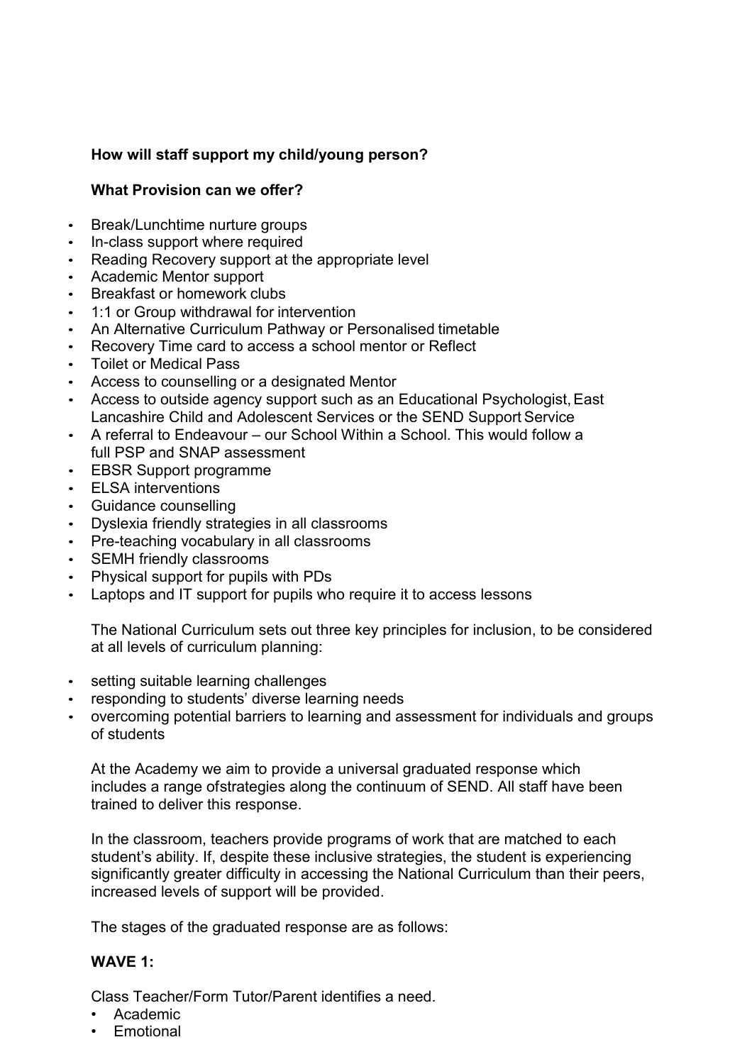**How will staff support my child/young person?**

**What Provision can we offer?**

- Break/Lunchtime nurture groups
- In-class support where required
- Reading Recovery support at the appropriate level
- Academic Mentor support
- Breakfast or homework clubs
- 1:1 or Group withdrawal for intervention
- An Alternative Curriculum Pathway or Personalised timetable
- Recovery Time card to access a school mentor or Reflect
- Toilet or Medical Pass
- Access to counselling or a designated Mentor
- Access to outside agency support such as an Educational Psychologist, East Lancashire Child and Adolescent Services or the SEND Support Service
- A referral to Endeavour – our School Within a School. This would follow a full PSP and SNAP assessment
- EBSR Support programme
- ELSA interventions
- Guidance counselling
- Dyslexia friendly strategies in all classrooms
- Pre-teaching vocabulary in all classrooms
- SEMH friendly classrooms
- Physical support for pupils with PDs
- Laptops and IT support for pupils who require it to access lessons

The National Curriculum sets out three key principles for inclusion, to be considered at all levels of curriculum planning:

- setting suitable learning challenges
- responding to students' diverse learning needs
- overcoming potential barriers to learning and assessment for individuals and groups of students

At the Academy we aim to provide a universal graduated response which includes a range ofstrategies along the continuum of SEND. All staff have been trained to deliver this response.

In the classroom, teachers provide programs of work that are matched to each student's ability. If, despite these inclusive strategies, the student is experiencing significantly greater difficulty in accessing the National Curriculum than their peers, increased levels of support will be provided.

The stages of the graduated response are as follows:

**WAVE 1:**

Class Teacher/Form Tutor/Parent identifies a need.

- Academic
- Emotional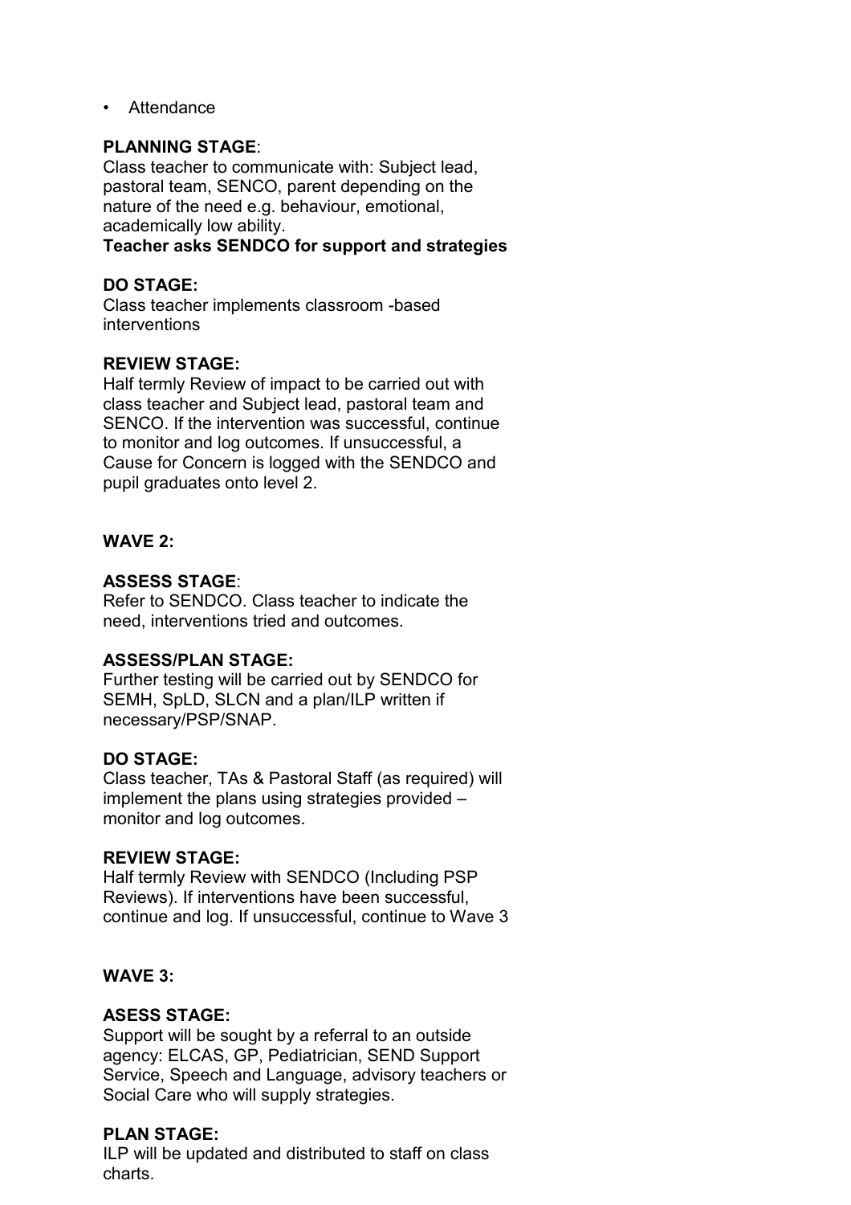- Attendance

**PLANNING STAGE**:
Class teacher to communicate with: Subject lead, pastoral team, SENCO, parent depending on the nature of the need e.g. behaviour, emotional, academically low ability.
**Teacher asks SENDCO for support and strategies**

**DO STAGE:**
Class teacher implements classroom -based interventions

**REVIEW STAGE:**
Half termly Review of impact to be carried out with class teacher and Subject lead, pastoral team and SENCO. If the intervention was successful, continue to monitor and log outcomes. If unsuccessful, a Cause for Concern is logged with the SENDCO and pupil graduates onto level 2.

**WAVE 2:**

**ASSESS STAGE**:
Refer to SENDCO. Class teacher to indicate the need, interventions tried and outcomes.

**ASSESS/PLAN STAGE:**
Further testing will be carried out by SENDCO for SEMH, SpLD, SLCN and a plan/ILP written if necessary/PSP/SNAP.

**DO STAGE:**
Class teacher, TAs & Pastoral Staff (as required) will implement the plans using strategies provided – monitor and log outcomes.

**REVIEW STAGE:**
Half termly Review with SENDCO (Including PSP Reviews). If interventions have been successful, continue and log. If unsuccessful, continue to Wave 3

**WAVE 3:**

**ASESS STAGE:**
Support will be sought by a referral to an outside agency: ELCAS, GP, Pediatrician, SEND Support Service, Speech and Language, advisory teachers or Social Care who will supply strategies.

**PLAN STAGE:**
ILP will be updated and distributed to staff on class charts.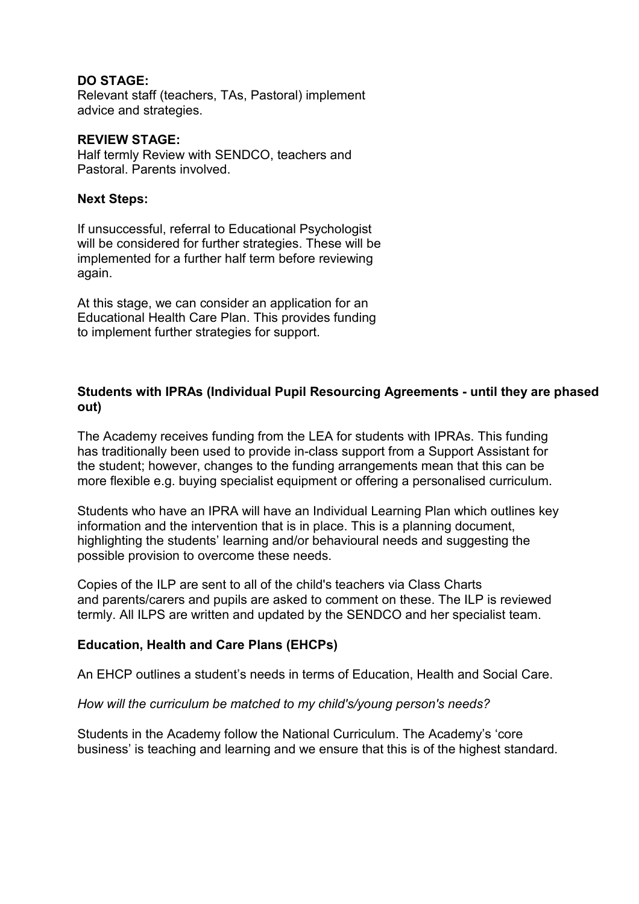**DO STAGE:**
Relevant staff (teachers, TAs, Pastoral) implement advice and strategies.

**REVIEW STAGE:**
Half termly Review with SENDCO, teachers and Pastoral. Parents involved.

**Next Steps:**

If unsuccessful, referral to Educational Psychologist will be considered for further strategies. These will be implemented for a further half term before reviewing again.

At this stage, we can consider an application for an Educational Health Care Plan. This provides funding to implement further strategies for support.

**Students with IPRAs (Individual Pupil Resourcing Agreements - until they are phased out)**

The Academy receives funding from the LEA for students with IPRAs. This funding has traditionally been used to provide in-class support from a Support Assistant for the student; however, changes to the funding arrangements mean that this can be more flexible e.g. buying specialist equipment or offering a personalised curriculum.

Students who have an IPRA will have an Individual Learning Plan which outlines key information and the intervention that is in place. This is a planning document, highlighting the students' learning and/or behavioural needs and suggesting the possible provision to overcome these needs.

Copies of the ILP are sent to all of the child's teachers via Class Charts and parents/carers and pupils are asked to comment on these. The ILP is reviewed termly. All ILPS are written and updated by the SENDCO and her specialist team.

**Education, Health and Care Plans (EHCPs)**

An EHCP outlines a student's needs in terms of Education, Health and Social Care.

*How will the curriculum be matched to my child's/young person's needs?*

Students in the Academy follow the National Curriculum. The Academy's 'core business' is teaching and learning and we ensure that this is of the highest standard.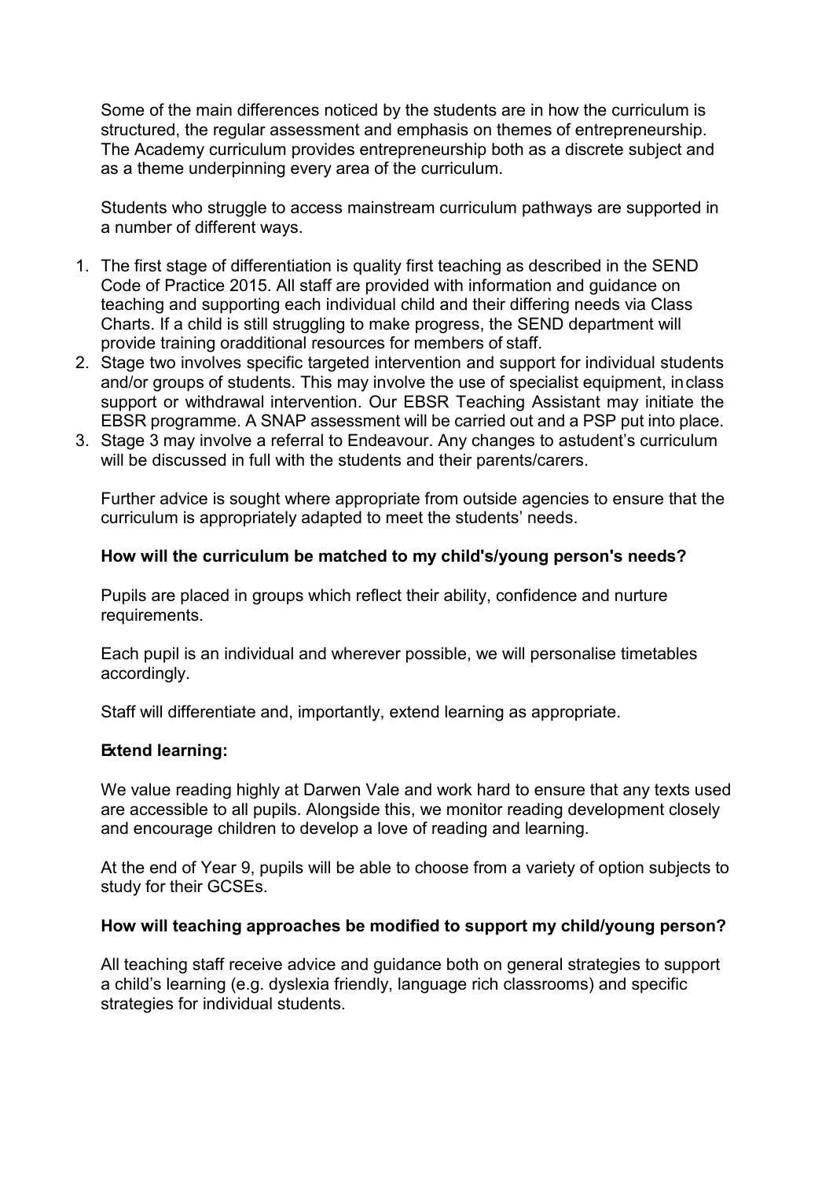Some of the main differences noticed by the students are in how the curriculum is structured, the regular assessment and emphasis on themes of entrepreneurship. The Academy curriculum provides entrepreneurship both as a discrete subject and as a theme underpinning every area of the curriculum.

Students who struggle to access mainstream curriculum pathways are supported in a number of different ways.

1. The first stage of differentiation is quality first teaching as described in the SEND Code of Practice 2015. All staff are provided with information and guidance on teaching and supporting each individual child and their differing needs via Class Charts. If a child is still struggling to make progress, the SEND department will provide training oradditional resources for members of staff.
2. Stage two involves specific targeted intervention and support for individual students and/or groups of students. This may involve the use of specialist equipment, inclass support or withdrawal intervention. Our EBSR Teaching Assistant may initiate the EBSR programme. A SNAP assessment will be carried out and a PSP put into place.
3. Stage 3 may involve a referral to Endeavour. Any changes to astudent's curriculum will be discussed in full with the students and their parents/carers.

Further advice is sought where appropriate from outside agencies to ensure that the curriculum is appropriately adapted to meet the students' needs.

**How will the curriculum be matched to my child's/young person's needs?**

Pupils are placed in groups which reflect their ability, confidence and nurture requirements.

Each pupil is an individual and wherever possible, we will personalise timetables accordingly.

Staff will differentiate and, importantly, extend learning as appropriate.

**Extend learning:**

We value reading highly at Darwen Vale and work hard to ensure that any texts used are accessible to all pupils. Alongside this, we monitor reading development closely and encourage children to develop a love of reading and learning.

At the end of Year 9, pupils will be able to choose from a variety of option subjects to study for their GCSEs.

**How will teaching approaches be modified to support my child/young person?**

All teaching staff receive advice and guidance both on general strategies to support a child's learning (e.g. dyslexia friendly, language rich classrooms) and specific strategies for individual students.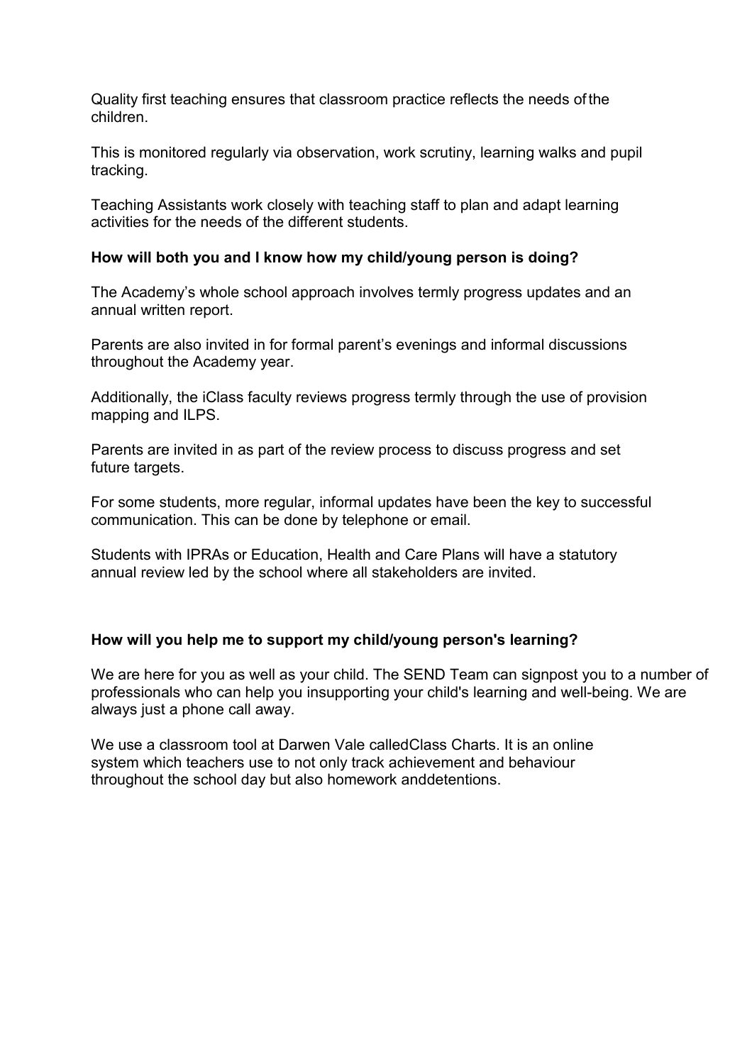Quality first teaching ensures that classroom practice reflects the needs of the children.

This is monitored regularly via observation, work scrutiny, learning walks and pupil tracking.

Teaching Assistants work closely with teaching staff to plan and adapt learning activities for the needs of the different students.

**How will both you and I know how my child/young person is doing?**

The Academy's whole school approach involves termly progress updates and an annual written report.

Parents are also invited in for formal parent's evenings and informal discussions throughout the Academy year.

Additionally, the iClass faculty reviews progress termly through the use of provision mapping and ILPS.

Parents are invited in as part of the review process to discuss progress and set future targets.

For some students, more regular, informal updates have been the key to successful communication. This can be done by telephone or email.

Students with IPRAs or Education, Health and Care Plans will have a statutory annual review led by the school where all stakeholders are invited.

**How will you help me to support my child/young person's learning?**

We are here for you as well as your child. The SEND Team can signpost you to a number of professionals who can help you insupporting your child's learning and well-being. We are always just a phone call away.

We use a classroom tool at Darwen Vale calledClass Charts. It is an online system which teachers use to not only track achievement and behaviour throughout the school day but also homework anddetentions.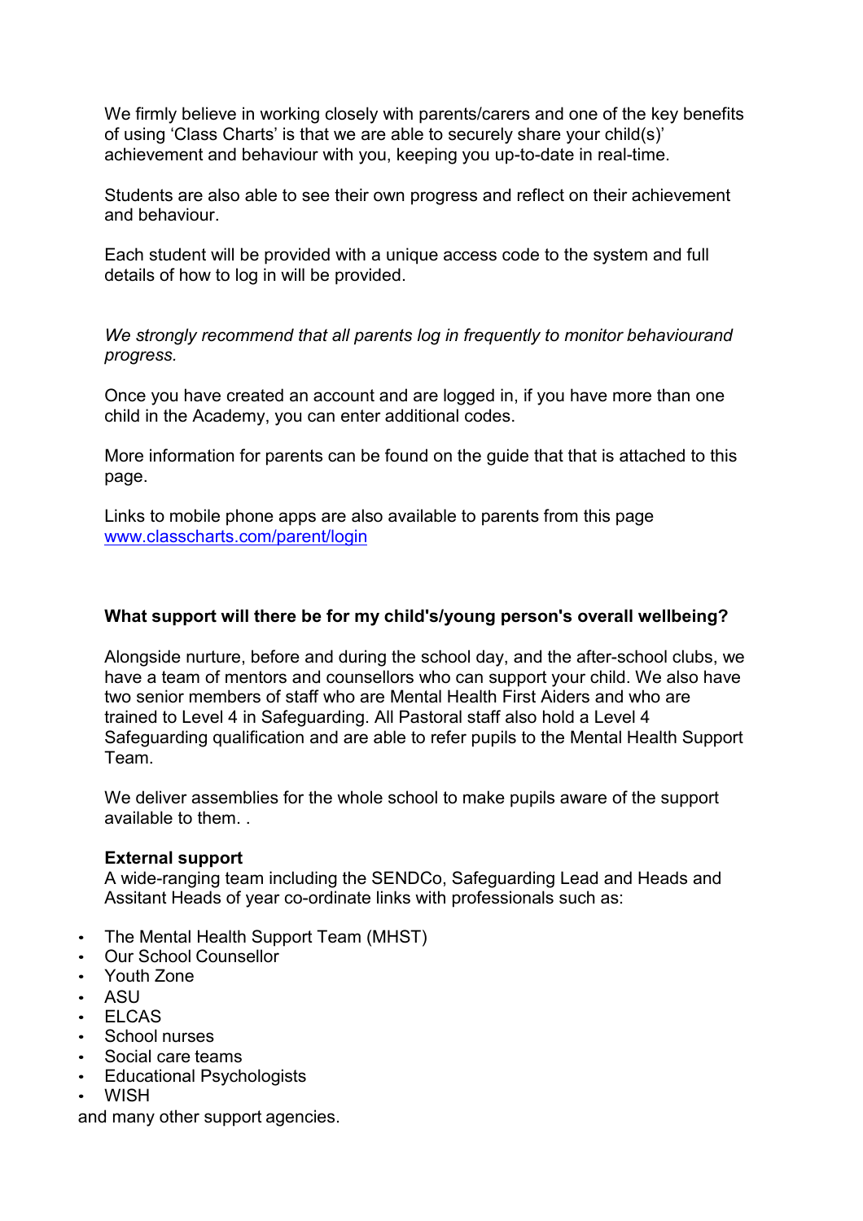We firmly believe in working closely with parents/carers and one of the key benefits of using 'Class Charts' is that we are able to securely share your child(s)' achievement and behaviour with you, keeping you up-to-date in real-time.

Students are also able to see their own progress and reflect on their achievement and behaviour.

Each student will be provided with a unique access code to the system and full details of how to log in will be provided.

*We strongly recommend that all parents log in frequently to monitor behaviourand progress.*

Once you have created an account and are logged in, if you have more than one child in the Academy, you can enter additional codes.

More information for parents can be found on the guide that that is attached to this page.

Links to mobile phone apps are also available to parents from this page [www.classcharts.com/parent/login](www.classcharts.com/parent/login)

**What support will there be for my child's/young person's overall wellbeing?**

Alongside nurture, before and during the school day, and the after-school clubs, we have a team of mentors and counsellors who can support your child. We also have two senior members of staff who are Mental Health First Aiders and who are trained to Level 4 in Safeguarding. All Pastoral staff also hold a Level 4 Safeguarding qualification and are able to refer pupils to the Mental Health Support Team.

We deliver assemblies for the whole school to make pupils aware of the support available to them. .

**External support**

A wide-ranging team including the SENDCo, Safeguarding Lead and Heads and Assitant Heads of year co-ordinate links with professionals such as:

- The Mental Health Support Team (MHST)
- Our School Counsellor
- Youth Zone
- ASU
- ELCAS
- School nurses
- Social care teams
- Educational Psychologists
- WISH

and many other support agencies.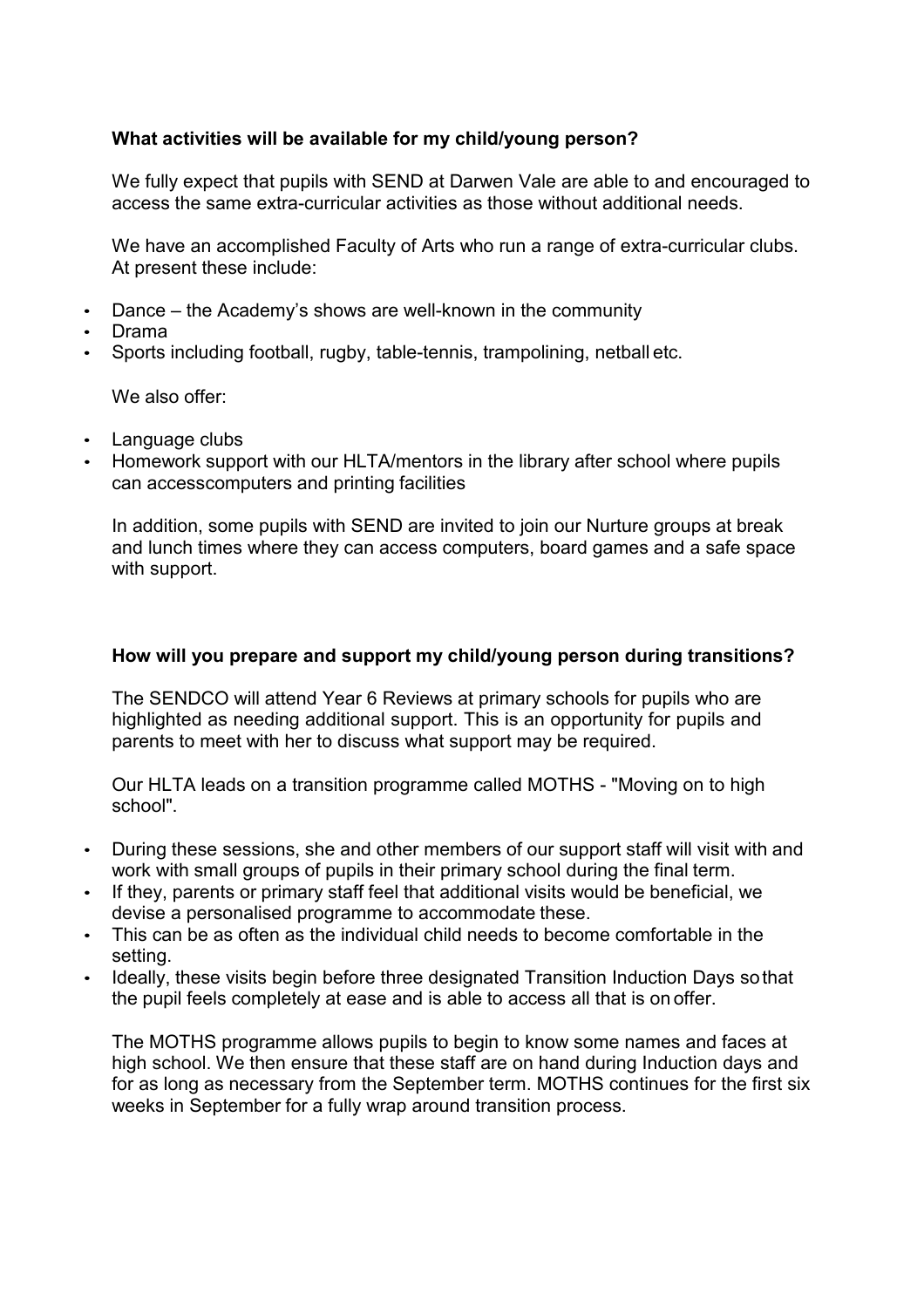**What activities will be available for my child/young person?**

We fully expect that pupils with SEND at Darwen Vale are able to and encouraged to access the same extra-curricular activities as those without additional needs.

We have an accomplished Faculty of Arts who run a range of extra-curricular clubs. At present these include:

- Dance – the Academy's shows are well-known in the community
- Drama
- Sports including football, rugby, table-tennis, trampolining, netball etc.

We also offer:

- Language clubs
- Homework support with our HLTA/mentors in the library after school where pupils can accesscomputers and printing facilities

In addition, some pupils with SEND are invited to join our Nurture groups at break and lunch times where they can access computers, board games and a safe space with support.

**How will you prepare and support my child/young person during transitions?**

The SENDCO will attend Year 6 Reviews at primary schools for pupils who are highlighted as needing additional support. This is an opportunity for pupils and parents to meet with her to discuss what support may be required.

Our HLTA leads on a transition programme called MOTHS - "Moving on to high school".

- During these sessions, she and other members of our support staff will visit with and work with small groups of pupils in their primary school during the final term.
- If they, parents or primary staff feel that additional visits would be beneficial, we devise a personalised programme to accommodate these.
- This can be as often as the individual child needs to become comfortable in the setting.
- Ideally, these visits begin before three designated Transition Induction Days so that the pupil feels completely at ease and is able to access all that is on offer.

The MOTHS programme allows pupils to begin to know some names and faces at high school. We then ensure that these staff are on hand during Induction days and for as long as necessary from the September term. MOTHS continues for the first six weeks in September for a fully wrap around transition process.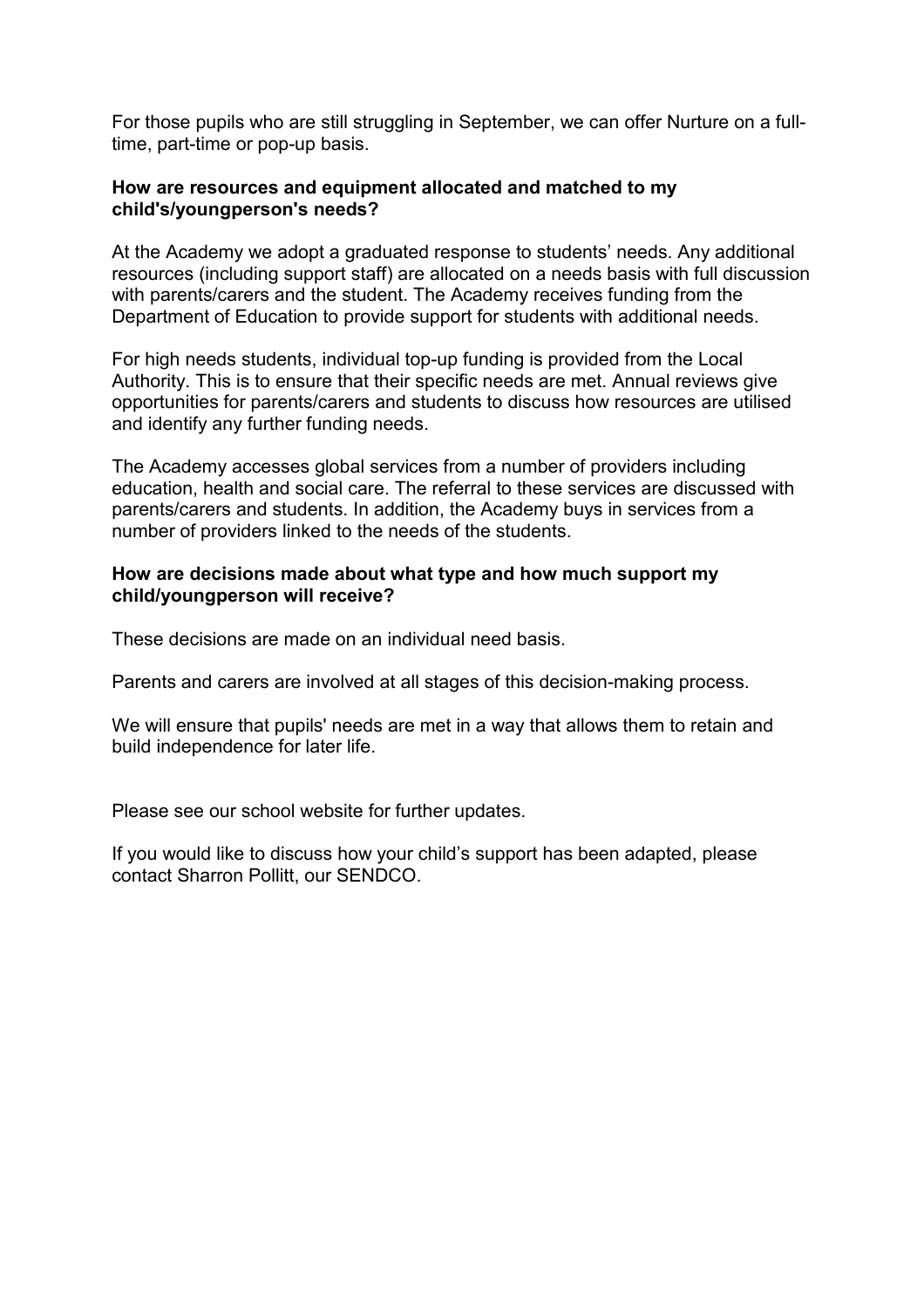For those pupils who are still struggling in September, we can offer Nurture on a full-time, part-time or pop-up basis.

**How are resources and equipment allocated and matched to my child's/youngperson's needs?**

At the Academy we adopt a graduated response to students' needs. Any additional resources (including support staff) are allocated on a needs basis with full discussion with parents/carers and the student. The Academy receives funding from the Department of Education to provide support for students with additional needs.

For high needs students, individual top-up funding is provided from the Local Authority. This is to ensure that their specific needs are met. Annual reviews give opportunities for parents/carers and students to discuss how resources are utilised and identify any further funding needs.

The Academy accesses global services from a number of providers including education, health and social care. The referral to these services are discussed with parents/carers and students. In addition, the Academy buys in services from a number of providers linked to the needs of the students.

**How are decisions made about what type and how much support my child/youngperson will receive?**

These decisions are made on an individual need basis.

Parents and carers are involved at all stages of this decision-making process.

We will ensure that pupils' needs are met in a way that allows them to retain and build independence for later life.

Please see our school website for further updates.

If you would like to discuss how your child's support has been adapted, please contact Sharron Pollitt, our SENDCO.